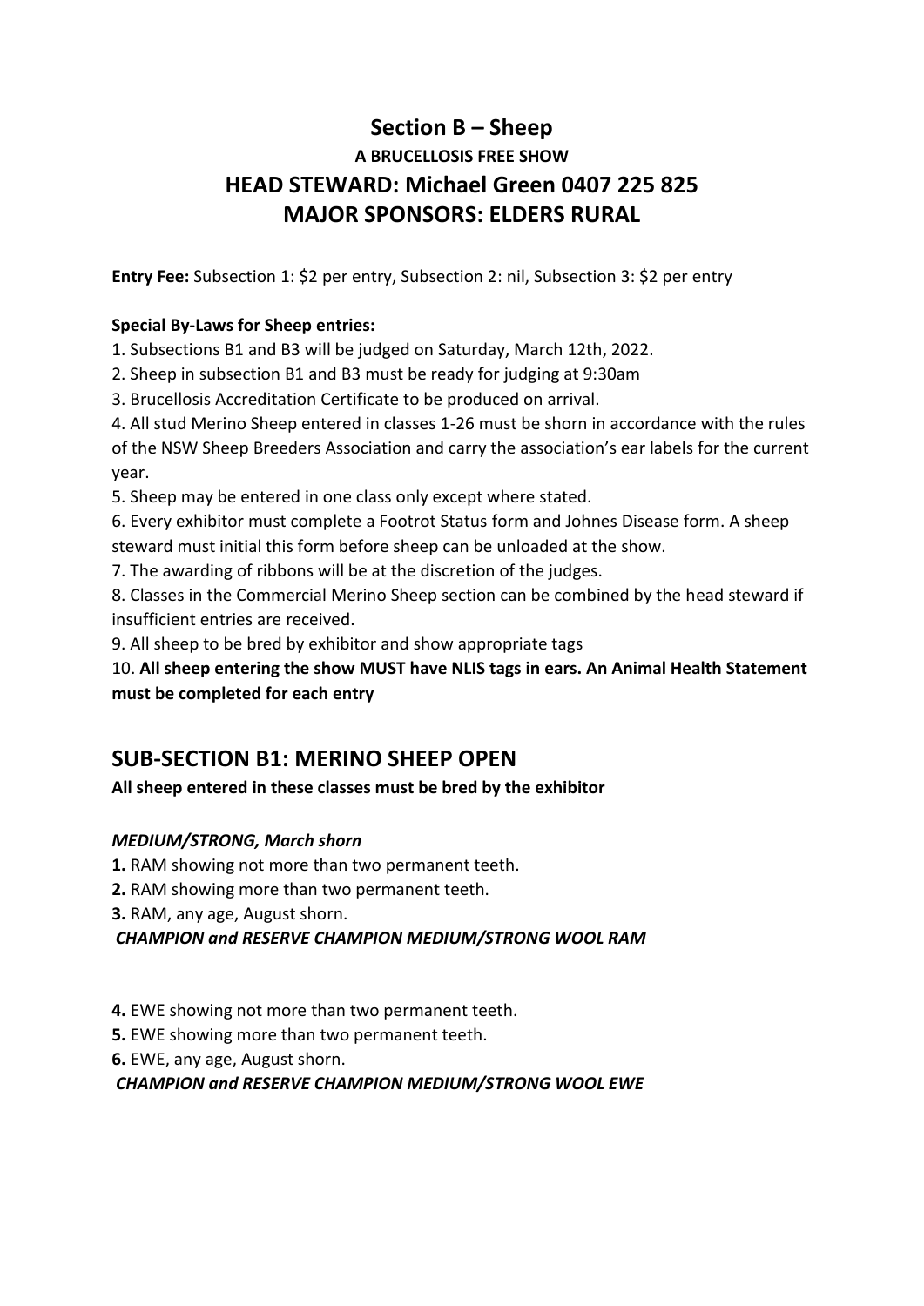# Section B – Sheep

### A BRUCELLOSIS FREE SHOW

## HEAD STEWARD: Michael Green 0407 225 825

## MAJOR SPONSORS: ELDERS RURAL

**Entry Fee:** Subsection 1: $2 per entry, Subsection 2: nil, Subsection 3: $2 per entry

**Special By-Laws for Sheep entries:**

1. Subsections B1 and B3 will be judged on Saturday, March 12th, 2022.
2. Sheep in subsection B1 and B3 must be ready for judging at 9:30am
3. Brucellosis Accreditation Certificate to be produced on arrival.
4. All stud Merino Sheep entered in classes 1-26 must be shorn in accordance with the rules of the NSW Sheep Breeders Association and carry the association's ear labels for the current year.
5. Sheep may be entered in one class only except where stated.
6. Every exhibitor must complete a Footrot Status form and Johnes Disease form. A sheep steward must initial this form before sheep can be unloaded at the show.
7. The awarding of ribbons will be at the discretion of the judges.
8. Classes in the Commercial Merino Sheep section can be combined by the head steward if insufficient entries are received.
9. All sheep to be bred by exhibitor and show appropriate tags
10. **All sheep entering the show MUST have NLIS tags in ears. An Animal Health Statement must be completed for each entry**

## SUB-SECTION B1: MERINO SHEEP OPEN

**All sheep entered in these classes must be bred by the exhibitor**

***MEDIUM/STRONG, March shorn***

**1.** RAM showing not more than two permanent teeth.
**2.** RAM showing more than two permanent teeth.
**3.** RAM, any age, August shorn.

***CHAMPION and RESERVE CHAMPION MEDIUM/STRONG WOOL RAM***

**4.** EWE showing not more than two permanent teeth.
**5.** EWE showing more than two permanent teeth.
**6.** EWE, any age, August shorn.

***CHAMPION and RESERVE CHAMPION MEDIUM/STRONG WOOL EWE***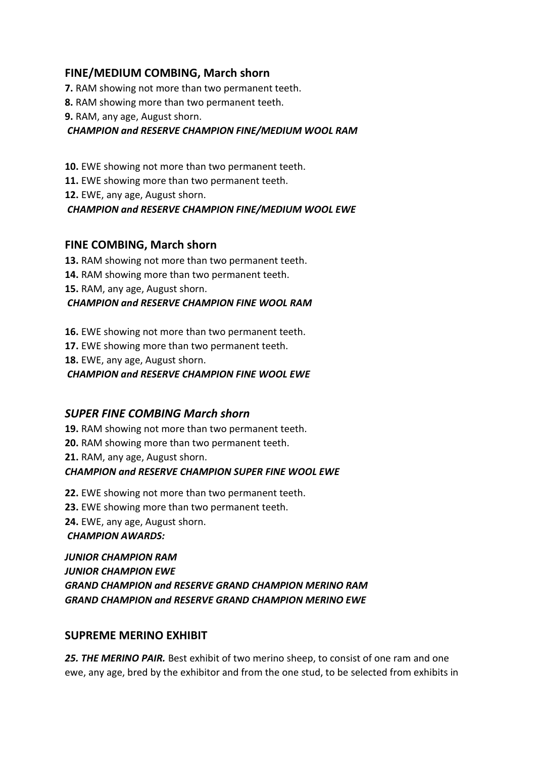## FINE/MEDIUM COMBING, March shorn

**7.** RAM showing not more than two permanent teeth.
**8.** RAM showing more than two permanent teeth.
**9.** RAM, any age, August shorn.
***CHAMPION and RESERVE CHAMPION FINE/MEDIUM WOOL RAM***

**10.** EWE showing not more than two permanent teeth.
**11.** EWE showing more than two permanent teeth.
**12.** EWE, any age, August shorn.
***CHAMPION and RESERVE CHAMPION FINE/MEDIUM WOOL EWE***

## FINE COMBING, March shorn

**13.** RAM showing not more than two permanent teeth.
**14.** RAM showing more than two permanent teeth.
**15.** RAM, any age, August shorn.
***CHAMPION and RESERVE CHAMPION FINE WOOL RAM***

**16.** EWE showing not more than two permanent teeth.
**17.** EWE showing more than two permanent teeth.
**18.** EWE, any age, August shorn.
***CHAMPION and RESERVE CHAMPION FINE WOOL EWE***

## *SUPER FINE COMBING March shorn*

**19.** RAM showing not more than two permanent teeth.
**20.** RAM showing more than two permanent teeth.
**21.** RAM, any age, August shorn.
***CHAMPION and RESERVE CHAMPION SUPER FINE WOOL EWE***

**22.** EWE showing not more than two permanent teeth.
**23.** EWE showing more than two permanent teeth.
**24.** EWE, any age, August shorn.
***CHAMPION AWARDS:***

***JUNIOR CHAMPION RAM***
***JUNIOR CHAMPION EWE***
***GRAND CHAMPION and RESERVE GRAND CHAMPION MERINO RAM***
***GRAND CHAMPION and RESERVE GRAND CHAMPION MERINO EWE***

## SUPREME MERINO EXHIBIT

***25. THE MERINO PAIR.*** Best exhibit of two merino sheep, to consist of one ram and one ewe, any age, bred by the exhibitor and from the one stud, to be selected from exhibits in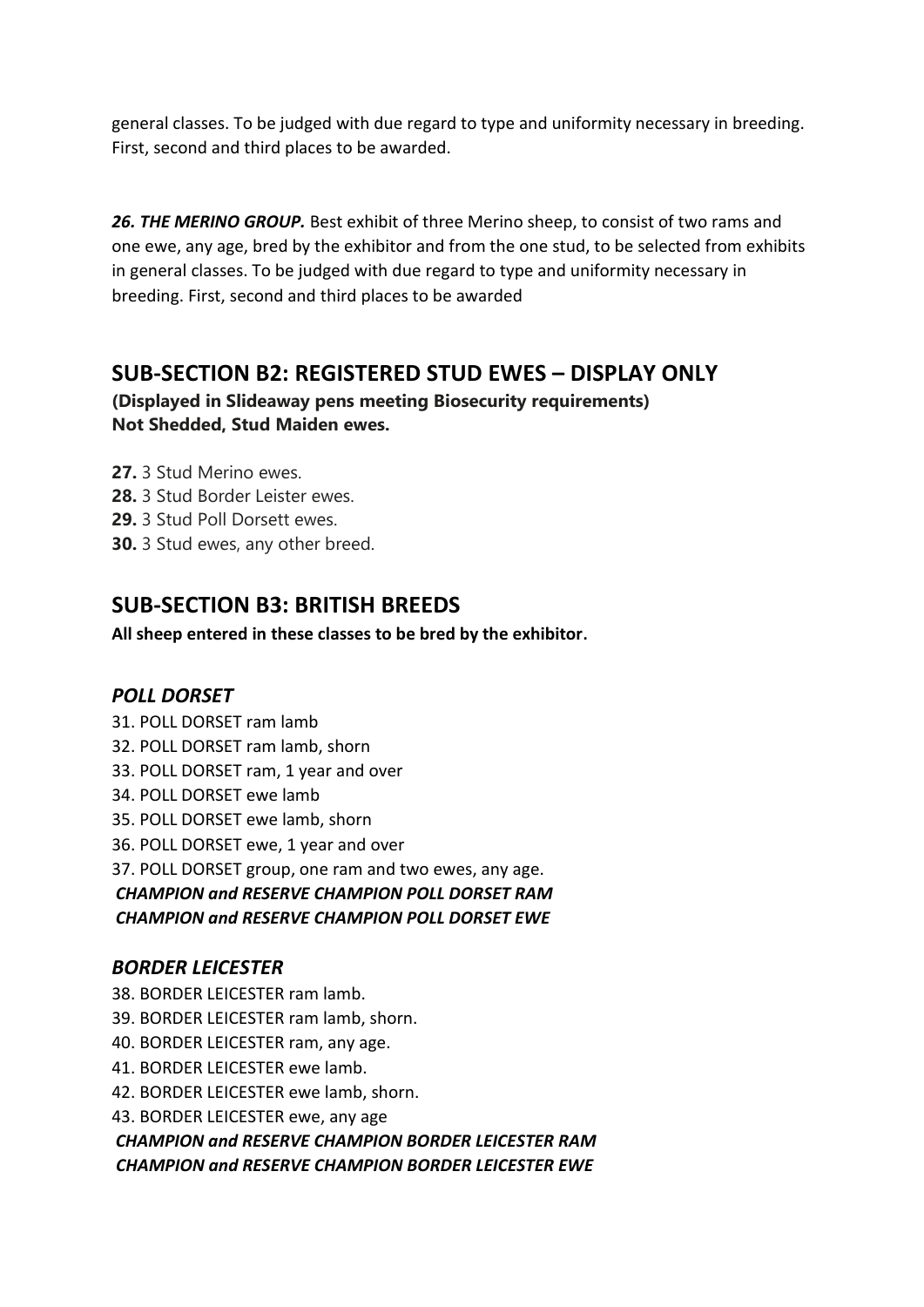general classes. To be judged with due regard to type and uniformity necessary in breeding. First, second and third places to be awarded.

***26. THE MERINO GROUP.*** Best exhibit of three Merino sheep, to consist of two rams and one ewe, any age, bred by the exhibitor and from the one stud, to be selected from exhibits in general classes. To be judged with due regard to type and uniformity necessary in breeding. First, second and third places to be awarded

## SUB-SECTION B2: REGISTERED STUD EWES – DISPLAY ONLY

**(Displayed in Slideaway pens meeting Biosecurity requirements)**
**Not Shedded, Stud Maiden ewes.**

**27.** 3 Stud Merino ewes.
**28.** 3 Stud Border Leister ewes.
**29.** 3 Stud Poll Dorsett ewes.
**30.** 3 Stud ewes, any other breed.

## SUB-SECTION B3: BRITISH BREEDS

**All sheep entered in these classes to be bred by the exhibitor.**

### *POLL DORSET*

31. POLL DORSET ram lamb
32. POLL DORSET ram lamb, shorn
33. POLL DORSET ram, 1 year and over
34. POLL DORSET ewe lamb
35. POLL DORSET ewe lamb, shorn
36. POLL DORSET ewe, 1 year and over
37. POLL DORSET group, one ram and two ewes, any age.

***CHAMPION and RESERVE CHAMPION POLL DORSET RAM***
***CHAMPION and RESERVE CHAMPION POLL DORSET EWE***

### *BORDER LEICESTER*

38. BORDER LEICESTER ram lamb.
39. BORDER LEICESTER ram lamb, shorn.
40. BORDER LEICESTER ram, any age.
41. BORDER LEICESTER ewe lamb.
42. BORDER LEICESTER ewe lamb, shorn.
43. BORDER LEICESTER ewe, any age

***CHAMPION and RESERVE CHAMPION BORDER LEICESTER RAM***
***CHAMPION and RESERVE CHAMPION BORDER LEICESTER EWE***